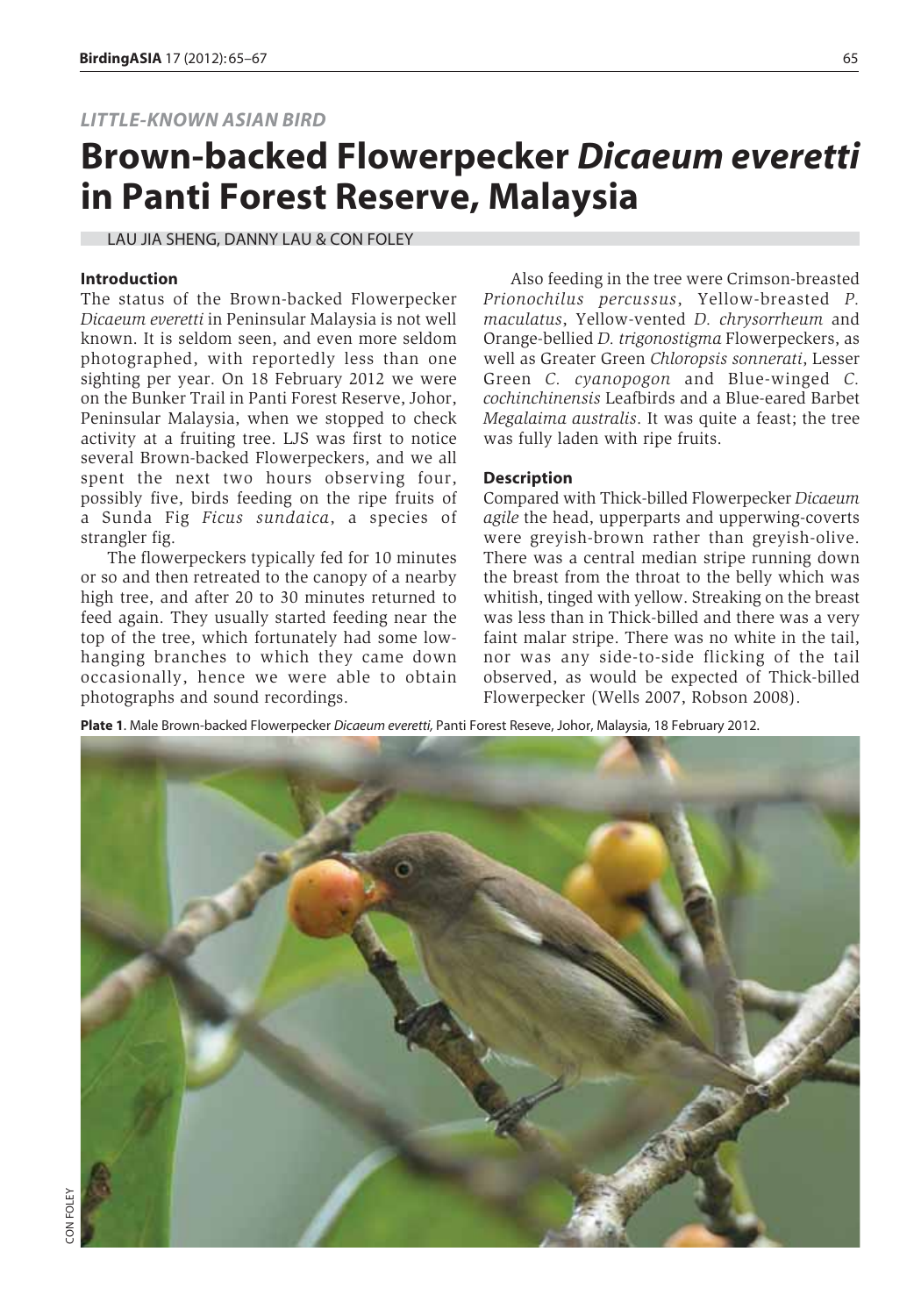*LITTLE-KNOWN ASIAN BIRD*

# Brown-backed Flowerpecker *Dicaeum everetti* in Panti Forest Reserve, Malaysia

LAU JIA SHENG, DANNY LAU & CON FOLEY

### Introduction

The status of the Brown-backed Flowerpecker *Dicaeum everetti* in Peninsular Malaysia is not well known. It is seldom seen, and even more seldom photographed, with reportedly less than one sighting per year. On 18 February 2012 we were on the Bunker Trail in Panti Forest Reserve, Johor, Peninsular Malaysia, when we stopped to check activity at a fruiting tree. LJS was first to notice several Brown-backed Flowerpeckers, and we all spent the next two hours observing four, possibly five, birds feeding on the ripe fruits of a Sunda Fig *Ficus sundaica*, a species of strangler fig.

The flowerpeckers typically fed for 10 minutes or so and then retreated to the canopy of a nearby high tree, and after 20 to 30 minutes returned to feed again. They usually started feeding near the top of the tree, which fortunately had some low-hanging branches to which they came down occasionally, hence we were able to obtain photographs and sound recordings.

Also feeding in the tree were Crimson-breasted *Prionochilus percussus*, Yellow-breasted *P. maculatus*, Yellow-vented *D. chrysorrheum* and Orange-bellied *D. trigonostigma* Flowerpeckers, as well as Greater Green *Chloropsis sonnerati*, Lesser Green *C. cyanopogon* and Blue-winged *C. cochinchinensis* Leafbirds and a Blue-eared Barbet *Megalaima australis*. It was quite a feast; the tree was fully laden with ripe fruits.

### Description

Compared with Thick-billed Flowerpecker *Dicaeum agile* the head, upperparts and upperwing-coverts were greyish-brown rather than greyish-olive. There was a central median stripe running down the breast from the throat to the belly which was whitish, tinged with yellow. Streaking on the breast was less than in Thick-billed and there was a very faint malar stripe. There was no white in the tail, nor was any side-to-side flicking of the tail observed, as would be expected of Thick-billed Flowerpecker (Wells 2007, Robson 2008).

**Plate 1**. Male Brown-backed Flowerpecker *Dicaeum everetti*, Panti Forest Reseve, Johor, Malaysia, 18 February 2012.

CON FOLEY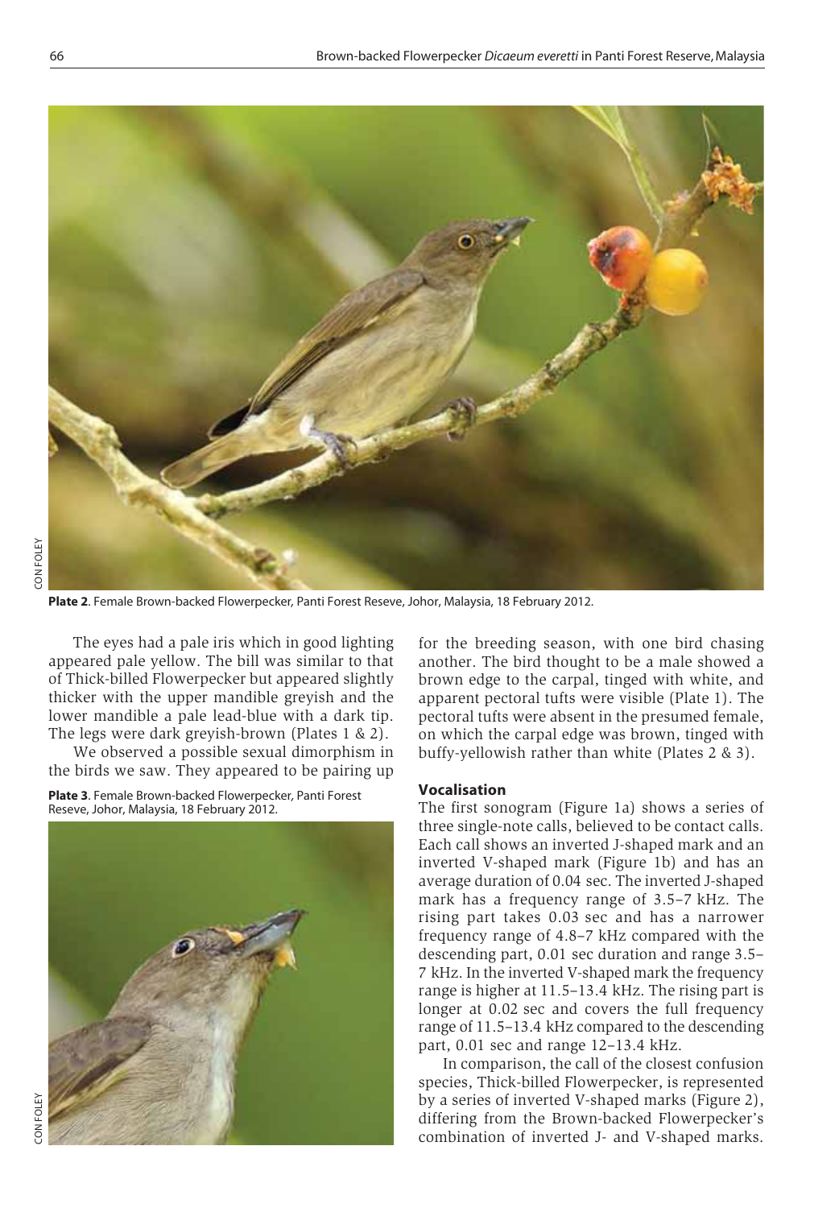**Plate 2**. Female Brown-backed Flowerpecker, Panti Forest Reseve, Johor, Malaysia, 18 February 2012.

The eyes had a pale iris which in good lighting appeared pale yellow. The bill was similar to that of Thick-billed Flowerpecker but appeared slightly thicker with the upper mandible greyish and the lower mandible a pale lead-blue with a dark tip. The legs were dark greyish-brown (Plates 1 & 2).

We observed a possible sexual dimorphism in the birds we saw. They appeared to be pairing up for the breeding season, with one bird chasing another. The bird thought to be a male showed a brown edge to the carpal, tinged with white, and apparent pectoral tufts were visible (Plate 1). The pectoral tufts were absent in the presumed female, on which the carpal edge was brown, tinged with buffy-yellowish rather than white (Plates 2 & 3).

**Plate 3**. Female Brown-backed Flowerpecker, Panti Forest Reseve, Johor, Malaysia, 18 February 2012.

### Vocalisation

The first sonogram (Figure 1a) shows a series of three single-note calls, believed to be contact calls. Each call shows an inverted J-shaped mark and an inverted V-shaped mark (Figure 1b) and has an average duration of 0.04 sec. The inverted J-shaped mark has a frequency range of 3.5–7 kHz. The rising part takes 0.03 sec and has a narrower frequency range of 4.8–7 kHz compared with the descending part, 0.01 sec duration and range 3.5–7 kHz. In the inverted V-shaped mark the frequency range is higher at 11.5–13.4 kHz. The rising part is longer at 0.02 sec and covers the full frequency range of 11.5–13.4 kHz compared to the descending part, 0.01 sec and range 12–13.4 kHz.

In comparison, the call of the closest confusion species, Thick-billed Flowerpecker, is represented by a series of inverted V-shaped marks (Figure 2), differing from the Brown-backed Flowerpecker's combination of inverted J- and V-shaped marks.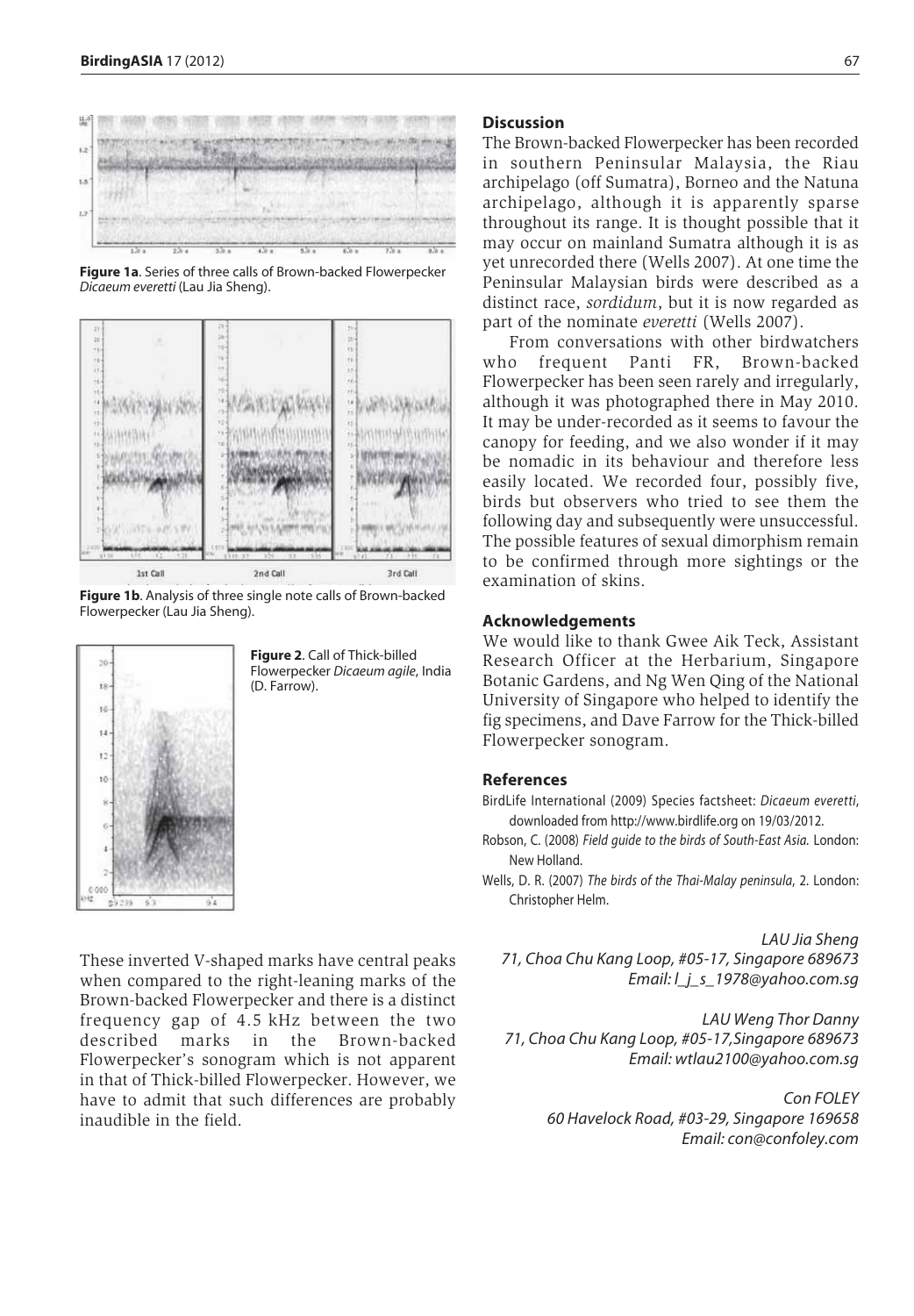Figure 1a. Series of three calls of Brown-backed Flowerpecker *Dicaeum everetti* (Lau Jia Sheng).

Figure 1b. Analysis of three single note calls of Brown-backed Flowerpecker (Lau Jia Sheng).

Figure 2. Call of Thick-billed Flowerpecker *Dicaeum agile*, India (D. Farrow).

These inverted V-shaped marks have central peaks when compared to the right-leaning marks of the Brown-backed Flowerpecker and there is a distinct frequency gap of 4.5 kHz between the two described marks in the Brown-backed Flowerpecker's sonogram which is not apparent in that of Thick-billed Flowerpecker. However, we have to admit that such differences are probably inaudible in the field.

## Discussion

The Brown-backed Flowerpecker has been recorded in southern Peninsular Malaysia, the Riau archipelago (off Sumatra), Borneo and the Natuna archipelago, although it is apparently sparse throughout its range. It is thought possible that it may occur on mainland Sumatra although it is as yet unrecorded there (Wells 2007). At one time the Peninsular Malaysian birds were described as a distinct race, *sordidum*, but it is now regarded as part of the nominate *everetti* (Wells 2007).

From conversations with other birdwatchers who frequent Panti FR, Brown-backed Flowerpecker has been seen rarely and irregularly, although it was photographed there in May 2010. It may be under-recorded as it seems to favour the canopy for feeding, and we also wonder if it may be nomadic in its behaviour and therefore less easily located. We recorded four, possibly five, birds but observers who tried to see them the following day and subsequently were unsuccessful. The possible features of sexual dimorphism remain to be confirmed through more sightings or the examination of skins.

## Acknowledgements

We would like to thank Gwee Aik Teck, Assistant Research Officer at the Herbarium, Singapore Botanic Gardens, and Ng Wen Qing of the National University of Singapore who helped to identify the fig specimens, and Dave Farrow for the Thick-billed Flowerpecker sonogram.

## References

BirdLife International (2009) Species factsheet: *Dicaeum everetti*, downloaded from http://www.birdlife.org on 19/03/2012.

Robson, C. (2008) *Field guide to the birds of South-East Asia.* London: New Holland.

Wells, D. R. (2007) *The birds of the Thai-Malay peninsula*, 2. London: Christopher Helm.

*LAU Jia Sheng*
*71, Choa Chu Kang Loop, #05-17, Singapore 689673*
*Email: l_j_s_1978@yahoo.com.sg*

*LAU Weng Thor Danny*
*71, Choa Chu Kang Loop, #05-17,Singapore 689673*
*Email: wtlau2100@yahoo.com.sg*

*Con FOLEY*
*60 Havelock Road, #03-29, Singapore 169658*
*Email: con@confoley.com*